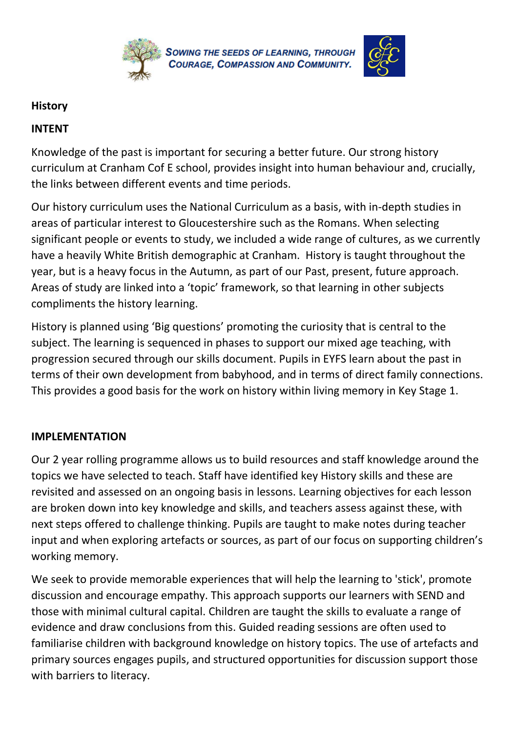**SOWING THE SEEDS OF LEARNING, THROUGH COURAGE, COMPASSION AND COMMUNITY.**

**History**

**INTENT**

Knowledge of the past is important for securing a better future. Our strong history curriculum at Cranham Cof E school, provides insight into human behaviour and, crucially, the links between different events and time periods.

Our history curriculum uses the National Curriculum as a basis, with in-depth studies in areas of particular interest to Gloucestershire such as the Romans. When selecting significant people or events to study, we included a wide range of cultures, as we currently have a heavily White British demographic at Cranham. History is taught throughout the year, but is a heavy focus in the Autumn, as part of our Past, present, future approach. Areas of study are linked into a 'topic' framework, so that learning in other subjects compliments the history learning.

History is planned using 'Big questions' promoting the curiosity that is central to the subject. The learning is sequenced in phases to support our mixed age teaching, with progression secured through our skills document. Pupils in EYFS learn about the past in terms of their own development from babyhood, and in terms of direct family connections. This provides a good basis for the work on history within living memory in Key Stage 1.

**IMPLEMENTATION**

Our 2 year rolling programme allows us to build resources and staff knowledge around the topics we have selected to teach. Staff have identified key History skills and these are revisited and assessed on an ongoing basis in lessons. Learning objectives for each lesson are broken down into key knowledge and skills, and teachers assess against these, with next steps offered to challenge thinking. Pupils are taught to make notes during teacher input and when exploring artefacts or sources, as part of our focus on supporting children's working memory.

We seek to provide memorable experiences that will help the learning to 'stick', promote discussion and encourage empathy. This approach supports our learners with SEND and those with minimal cultural capital. Children are taught the skills to evaluate a range of evidence and draw conclusions from this. Guided reading sessions are often used to familiarise children with background knowledge on history topics. The use of artefacts and primary sources engages pupils, and structured opportunities for discussion support those with barriers to literacy.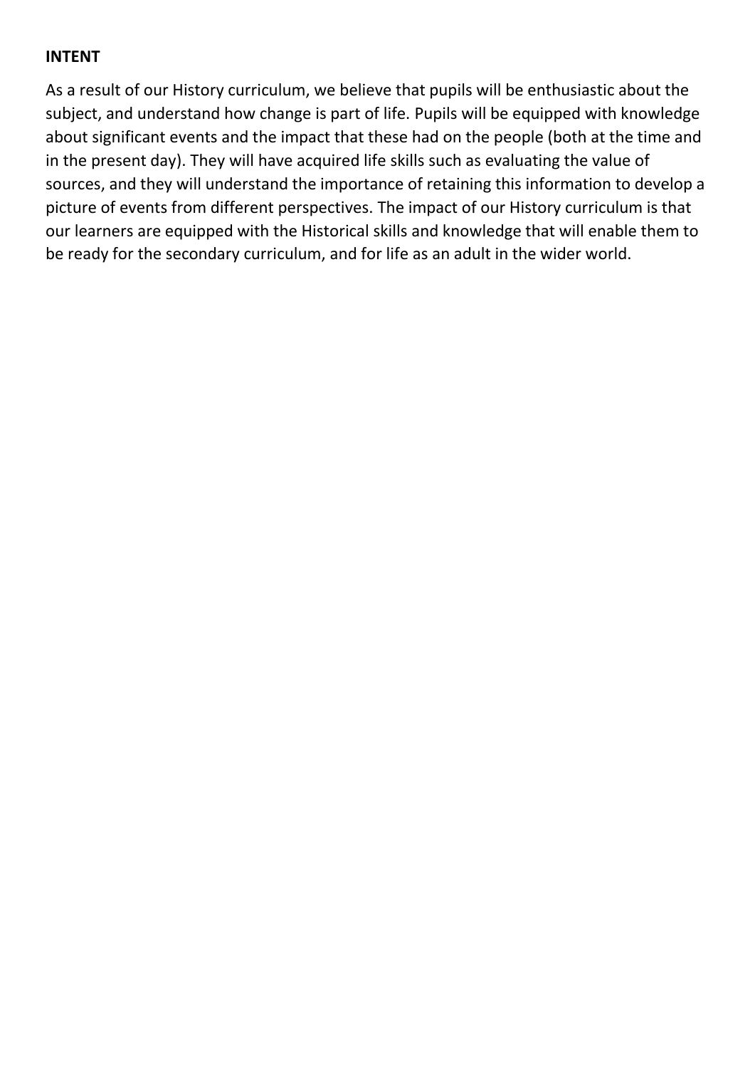**INTENT**

As a result of our History curriculum, we believe that pupils will be enthusiastic about the subject, and understand how change is part of life. Pupils will be equipped with knowledge about significant events and the impact that these had on the people (both at the time and in the present day). They will have acquired life skills such as evaluating the value of sources, and they will understand the importance of retaining this information to develop a picture of events from different perspectives. The impact of our History curriculum is that our learners are equipped with the Historical skills and knowledge that will enable them to be ready for the secondary curriculum, and for life as an adult in the wider world.